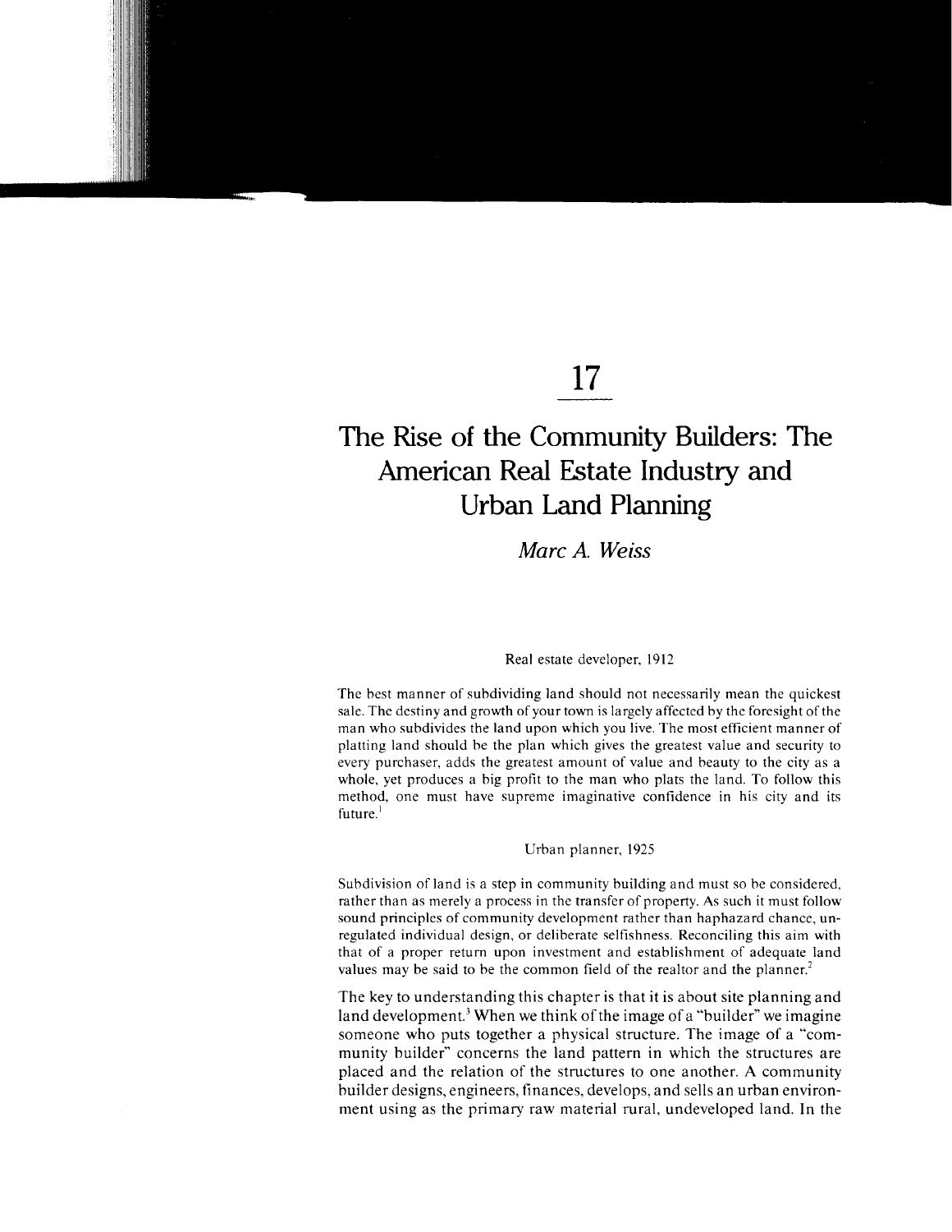# 17

# The Rise of the Community Builders: The American Real Estate Industry and Urban Land Planning

*Marc A. Weiss*

Real estate developer, 1912

The best manner of subdividing land should not necessarily mean the quickest sale. The destiny and growth of your town is largely affected by the foresight of the man who subdivides the land upon which you live. The most efficient manner of platting land should be the plan which gives the greatest value and security to every purchaser, adds the greatest amount of value and beauty to the city as a whole, yet produces a big profit to the man who plats the land. To follow this method, one must have supreme imaginative confidence in his city and its future.[1]

Urban planner, 1925

Subdivision of land is a step in community building and must so be considered, rather than as merely a process in the transfer of property. As such it must follow sound principles of community development rather than haphazard chance, unregulated individual design, or deliberate selfishness. Reconciling this aim with that of a proper return upon investment and establishment of adequate land values may be said to be the common field of the realtor and the planner.[2]

The key to understanding this chapter is that it is about site planning and land development.[3] When we think of the image of a "builder" we imagine someone who puts together a physical structure. The image of a "community builder" concerns the land pattern in which the structures are placed and the relation of the structures to one another. A community builder designs, engineers, finances, develops, and sells an urban environment using as the primary raw material rural, undeveloped land. In the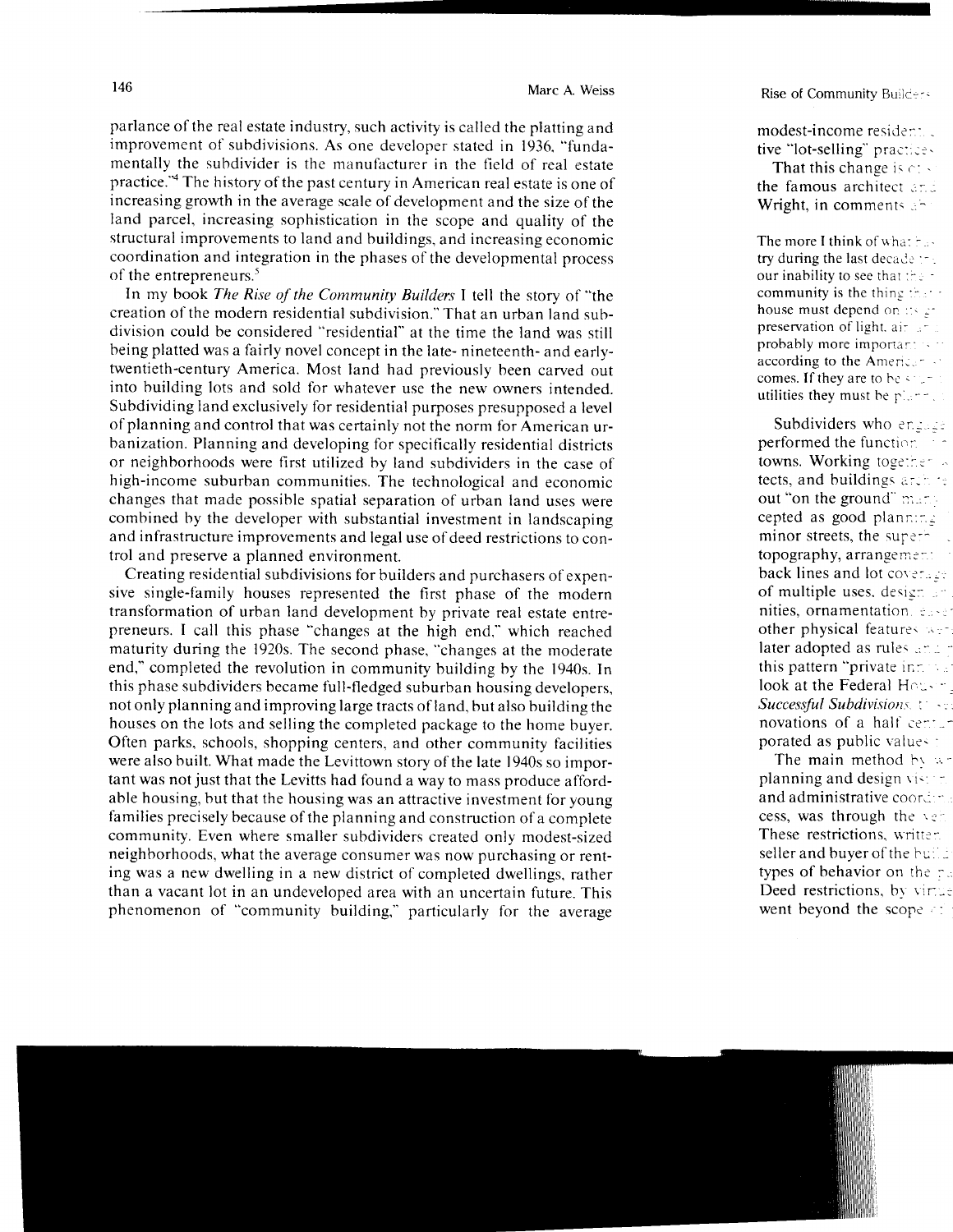parlance of the real estate industry, such activity is called the platting and improvement of subdivisions. As one developer stated in 1936, "fundamentally the subdivider is the manufacturer in the field of real estate practice."[4] The history of the past century in American real estate is one of increasing growth in the average scale of development and the size of the land parcel, increasing sophistication in the scope and quality of the structural improvements to land and buildings, and increasing economic coordination and integration in the phases of the developmental process of the entrepreneurs.[5]

In my book *The Rise of the Community Builders* I tell the story of "the creation of the modern residential subdivision." That an urban land subdivision could be considered "residential" at the time the land was still being platted was a fairly novel concept in the late- nineteenth- and early-twentieth-century America. Most land had previously been carved out into building lots and sold for whatever use the new owners intended. Subdividing land exclusively for residential purposes presupposed a level of planning and control that was certainly not the norm for American urbanization. Planning and developing for specifically residential districts or neighborhoods were first utilized by land subdividers in the case of high-income suburban communities. The technological and economic changes that made possible spatial separation of urban land uses were combined by the developer with substantial investment in landscaping and infrastructure improvements and legal use of deed restrictions to control and preserve a planned environment.

Creating residential subdivisions for builders and purchasers of expensive single-family houses represented the first phase of the modern transformation of urban land development by private real estate entrepreneurs. I call this phase "changes at the high end," which reached maturity during the 1920s. The second phase, "changes at the moderate end," completed the revolution in community building by the 1940s. In this phase subdividers became full-fledged suburban housing developers, not only planning and improving large tracts of land, but also building the houses on the lots and selling the completed package to the home buyer. Often parks, schools, shopping centers, and other community facilities were also built. What made the Levittown story of the late 1940s so important was not just that the Levitts had found a way to mass produce affordable housing, but that the housing was an attractive investment for young families precisely because of the planning and construction of a complete community. Even where smaller subdividers created only modest-sized neighborhoods, what the average consumer was now purchasing or renting was a new dwelling in a new district of completed dwellings, rather than a vacant lot in an undeveloped area with an uncertain future. This phenomenon of "community building," particularly for the average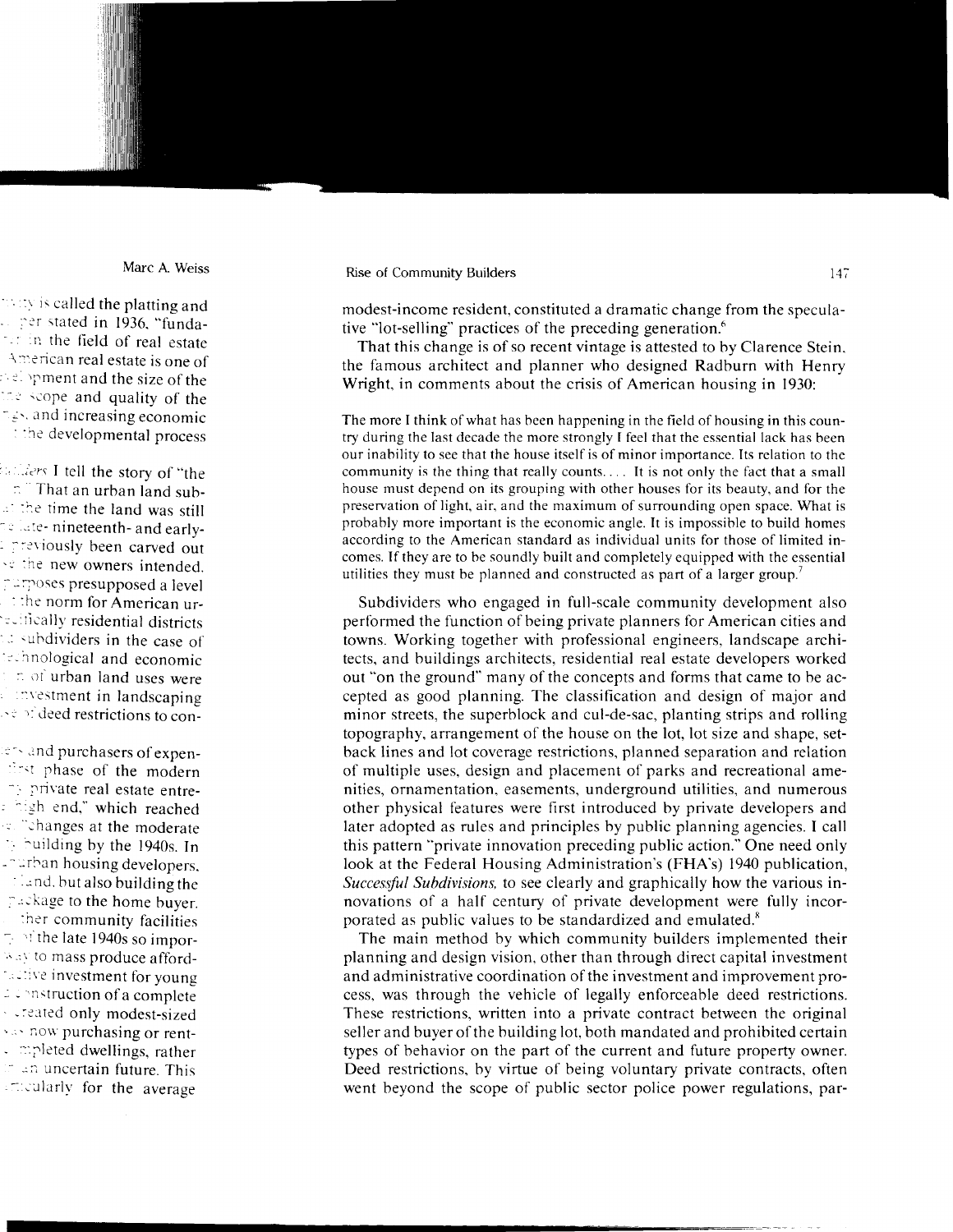modest-income resident, constituted a dramatic change from the speculative "lot-selling" practices of the preceding generation.[6]

That this change is of so recent vintage is attested to by Clarence Stein, the famous architect and planner who designed Radburn with Henry Wright, in comments about the crisis of American housing in 1930:

> The more I think of what has been happening in the field of housing in this country during the last decade the more strongly I feel that the essential lack has been our inability to see that the house itself is of minor importance. Its relation to the community is the thing that really counts. . . . It is not only the fact that a small house must depend on its grouping with other houses for its beauty, and for the preservation of light, air, and the maximum of surrounding open space. What is probably more important is the economic angle. It is impossible to build homes according to the American standard as individual units for those of limited incomes. If they are to be soundly built and completely equipped with the essential utilities they must be planned and constructed as part of a larger group.[7]

Subdividers who engaged in full-scale community development also performed the function of being private planners for American cities and towns. Working together with professional engineers, landscape architects, and buildings architects, residential real estate developers worked out "on the ground" many of the concepts and forms that came to be accepted as good planning. The classification and design of major and minor streets, the superblock and cul-de-sac, planting strips and rolling topography, arrangement of the house on the lot, lot size and shape, setback lines and lot coverage restrictions, planned separation and relation of multiple uses, design and placement of parks and recreational amenities, ornamentation, easements, underground utilities, and numerous other physical features were first introduced by private developers and later adopted as rules and principles by public planning agencies. I call this pattern "private innovation preceding public action." One need only look at the Federal Housing Administration's (FHA's) 1940 publication, *Successful Subdivisions,* to see clearly and graphically how the various innovations of a half century of private development were fully incorporated as public values to be standardized and emulated.[8]

The main method by which community builders implemented their planning and design vision, other than through direct capital investment and administrative coordination of the investment and improvement process, was through the vehicle of legally enforceable deed restrictions. These restrictions, written into a private contract between the original seller and buyer of the building lot, both mandated and prohibited certain types of behavior on the part of the current and future property owner. Deed restrictions, by virtue of being voluntary private contracts, often went beyond the scope of public sector police power regulations, par-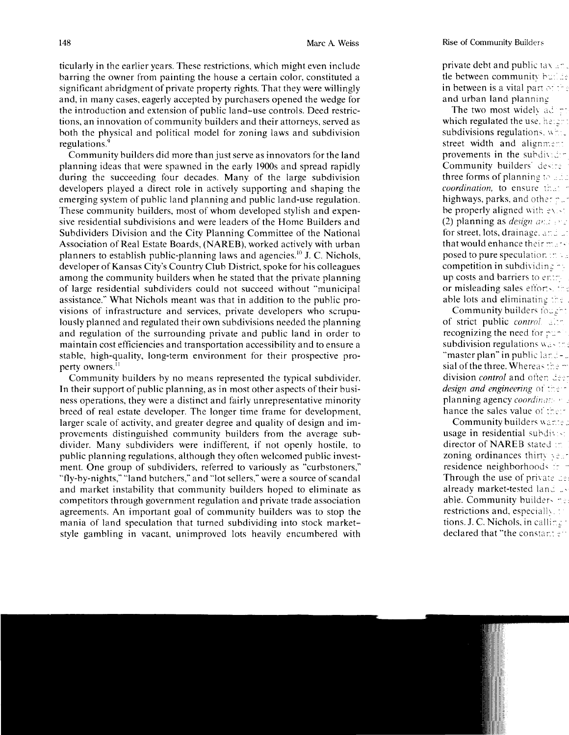ticularly in the earlier years. These restrictions, which might even include barring the owner from painting the house a certain color, constituted a significant abridgment of private property rights. That they were willingly and, in many cases, eagerly accepted by purchasers opened the wedge for the introduction and extension of public land-use controls. Deed restrictions, an innovation of community builders and their attorneys, served as both the physical and political model for zoning laws and subdivision regulations.[9]

Community builders did more than just serve as innovators for the land planning ideas that were spawned in the early 1900s and spread rapidly during the succeeding four decades. Many of the large subdivision developers played a direct role in actively supporting and shaping the emerging system of public land planning and public land-use regulation. These community builders, most of whom developed stylish and expensive residential subdivisions and were leaders of the Home Builders and Subdividers Division and the City Planning Committee of the National Association of Real Estate Boards, (NAREB), worked actively with urban planners to establish public-planning laws and agencies.[10] J. C. Nichols, developer of Kansas City's Country Club District, spoke for his colleagues among the community builders when he stated that the private planning of large residential subdividers could not succeed without "municipal assistance." What Nichols meant was that in addition to the public provisions of infrastructure and services, private developers who scrupulously planned and regulated their own subdivisions needed the planning and regulation of the surrounding private and public land in order to maintain cost efficiencies and transportation accessibility and to ensure a stable, high-quality, long-term environment for their prospective property owners.[11]

Community builders by no means represented the typical subdivider. In their support of public planning, as in most other aspects of their business operations, they were a distinct and fairly unrepresentative minority breed of real estate developer. The longer time frame for development, larger scale of activity, and greater degree and quality of design and improvements distinguished community builders from the average subdivider. Many subdividers were indifferent, if not openly hostile, to public planning regulations, although they often welcomed public investment. One group of subdividers, referred to variously as "curbstoners," "fly-by-nights," "land butchers," and "lot sellers," were a source of scandal and market instability that community builders hoped to eliminate as competitors through government regulation and private trade association agreements. An important goal of community builders was to stop the mania of land speculation that turned subdividing into stock market–style gambling in vacant, unimproved lots heavily encumbered with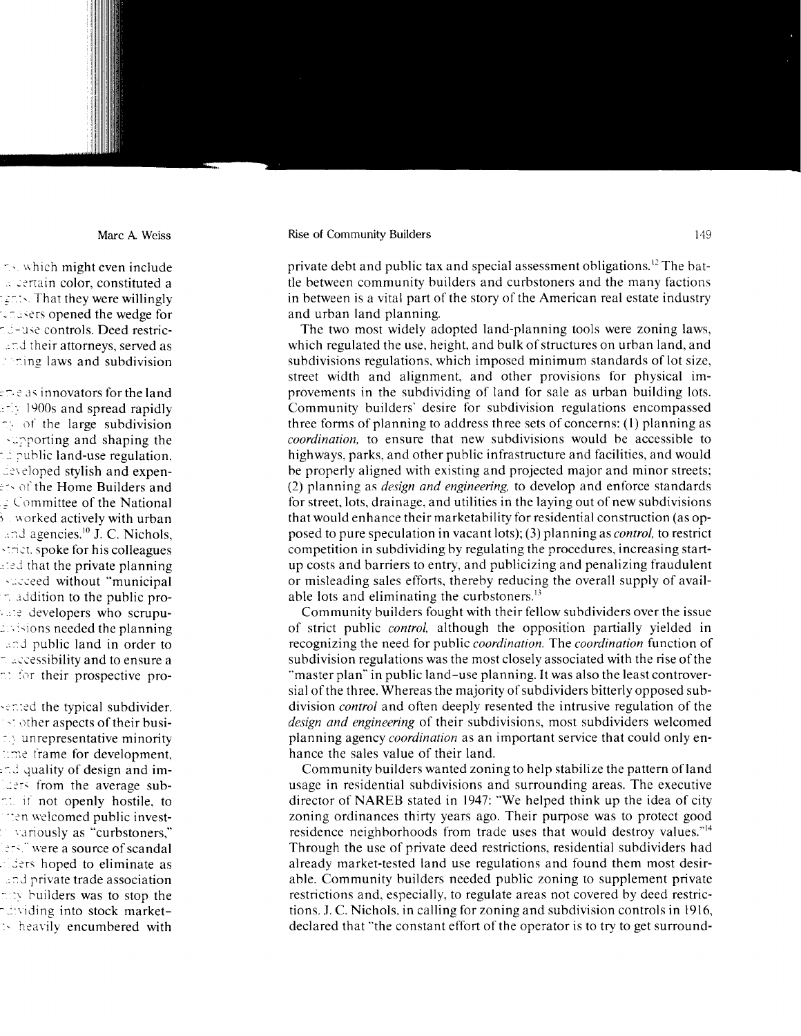private debt and public tax and special assessment obligations.[12] The battle between community builders and curbstoners and the many factions in between is a vital part of the story of the American real estate industry and urban land planning.

The two most widely adopted land-planning tools were zoning laws, which regulated the use, height, and bulk of structures on urban land, and subdivisions regulations, which imposed minimum standards of lot size, street width and alignment, and other provisions for physical improvements in the subdividing of land for sale as urban building lots. Community builders' desire for subdivision regulations encompassed three forms of planning to address three sets of concerns: (1) planning as *coordination,* to ensure that new subdivisions would be accessible to highways, parks, and other public infrastructure and facilities, and would be properly aligned with existing and projected major and minor streets; (2) planning as *design and engineering,* to develop and enforce standards for street, lots, drainage, and utilities in the laying out of new subdivisions that would enhance their marketability for residential construction (as opposed to pure speculation in vacant lots); (3) planning as *control,* to restrict competition in subdividing by regulating the procedures, increasing start-up costs and barriers to entry, and publicizing and penalizing fraudulent or misleading sales efforts, thereby reducing the overall supply of available lots and eliminating the curbstoners.[13]

Community builders fought with their fellow subdividers over the issue of strict public *control,* although the opposition partially yielded in recognizing the need for public *coordination.* The *coordination* function of subdivision regulations was the most closely associated with the rise of the "master plan" in public land-use planning. It was also the least controversial of the three. Whereas the majority of subdividers bitterly opposed subdivision *control* and often deeply resented the intrusive regulation of the *design and engineering* of their subdivisions, most subdividers welcomed planning agency *coordination* as an important service that could only enhance the sales value of their land.

Community builders wanted zoning to help stabilize the pattern of land usage in residential subdivisions and surrounding areas. The executive director of NAREB stated in 1947: "We helped think up the idea of city zoning ordinances thirty years ago. Their purpose was to protect good residence neighborhoods from trade uses that would destroy values."[14] Through the use of private deed restrictions, residential subdividers had already market-tested land use regulations and found them most desirable. Community builders needed public zoning to supplement private restrictions and, especially, to regulate areas not covered by deed restrictions. J. C. Nichols, in calling for zoning and subdivision controls in 1916, declared that "the constant effort of the operator is to try to get surround-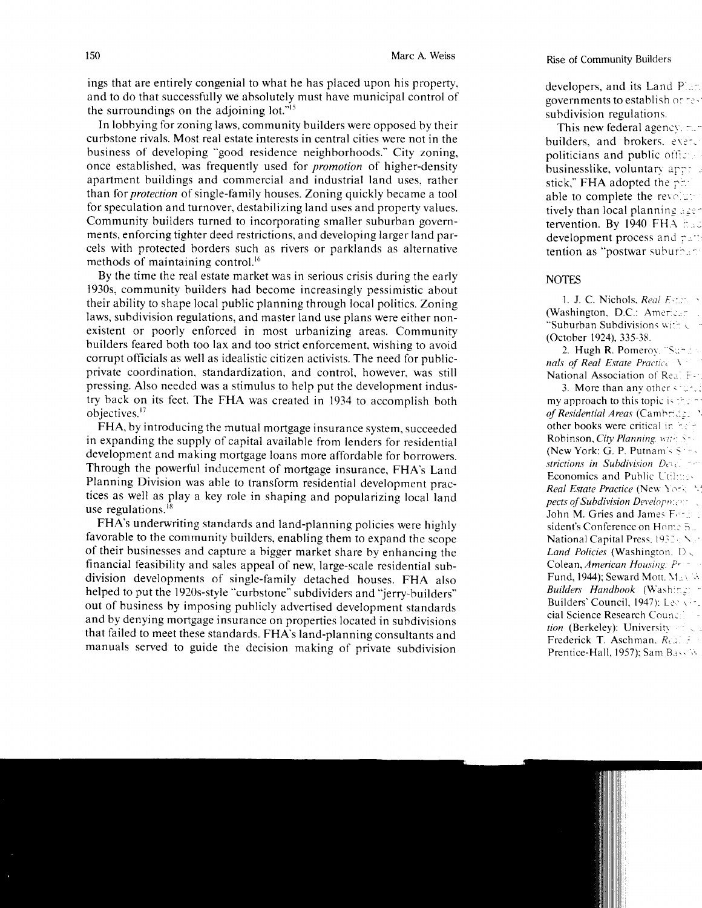ings that are entirely congenial to what he has placed upon his property, and to do that successfully we absolutely must have municipal control of the surroundings on the adjoining lot."[15]

In lobbying for zoning laws, community builders were opposed by their curbstone rivals. Most real estate interests in central cities were not in the business of developing "good residence neighborhoods." City zoning, once established, was frequently used for *promotion* of higher-density apartment buildings and commercial and industrial land uses, rather than for *protection* of single-family houses. Zoning quickly became a tool for speculation and turnover, destabilizing land uses and property values. Community builders turned to incorporating smaller suburban governments, enforcing tighter deed restrictions, and developing larger land parcels with protected borders such as rivers or parklands as alternative methods of maintaining control.[16]

By the time the real estate market was in serious crisis during the early 1930s, community builders had become increasingly pessimistic about their ability to shape local public planning through local politics. Zoning laws, subdivision regulations, and master land use plans were either nonexistent or poorly enforced in most urbanizing areas. Community builders feared both too lax and too strict enforcement, wishing to avoid corrupt officials as well as idealistic citizen activists. The need for public-private coordination, standardization, and control, however, was still pressing. Also needed was a stimulus to help put the development industry back on its feet. The FHA was created in 1934 to accomplish both objectives.[17]

FHA, by introducing the mutual mortgage insurance system, succeeded in expanding the supply of capital available from lenders for residential development and making mortgage loans more affordable for borrowers. Through the powerful inducement of mortgage insurance, FHA's Land Planning Division was able to transform residential development practices as well as play a key role in shaping and popularizing local land use regulations.[18]

FHA's underwriting standards and land-planning policies were highly favorable to the community builders, enabling them to expand the scope of their businesses and capture a bigger market share by enhancing the financial feasibility and sales appeal of new, large-scale residential subdivision developments of single-family detached houses. FHA also helped to put the 1920s-style "curbstone" subdividers and "jerry-builders" out of business by imposing publicly advertised development standards and by denying mortgage insurance on properties located in subdivisions that failed to meet these standards. FHA's land-planning consultants and manuals served to guide the decision making of private subdivision developers, and its Land Pl... governments to establish or re... subdivision regulations.

This new federal agency, ... builders, and brokers, exe... politicians and public offic... businesslike, voluntary app... stick," FHA adopted the pr... able to complete the revolu... tively than local planning age... tervention. By 1940 FHA ha... development process and pa... tention as "postwar suburba...

## NOTES

1. J. C. Nichols, *Real Est...* (Washington, D.C.: America... "Suburban Subdivisions with ... (October 1924), 335-38.

2. Hugh R. Pomeroy, "Sub... *nals of Real Estate Practice* ... National Association of Real E...

3. More than any other ... my approach to this topic is ... *of Residential Areas* (Cambridg... other books were critical in ... Robinson, *City Planning with S...* (New York: G. P. Putnam's S... *strictions in Subdivision Deve...* Economics and Public Utilities... *Real Estate Practice* (New York... *pects of Subdivision Developmen...* John M. Gries and James Ford... sident's Conference on Home B... National Capital Press, 1932); N... *Land Policies* (Washington, D.C... Colean, *American Housing: Pr...* Fund, 1944); Seward Mott, Ma... *Builders Handbook* (Washingt... Builders' Council, 1947); Leo G... cial Science Research Counc... *tion* (Berkeley): University ... Frederick T. Aschman, *Re...* Prentice-Hall, 1957); Sam Bass W...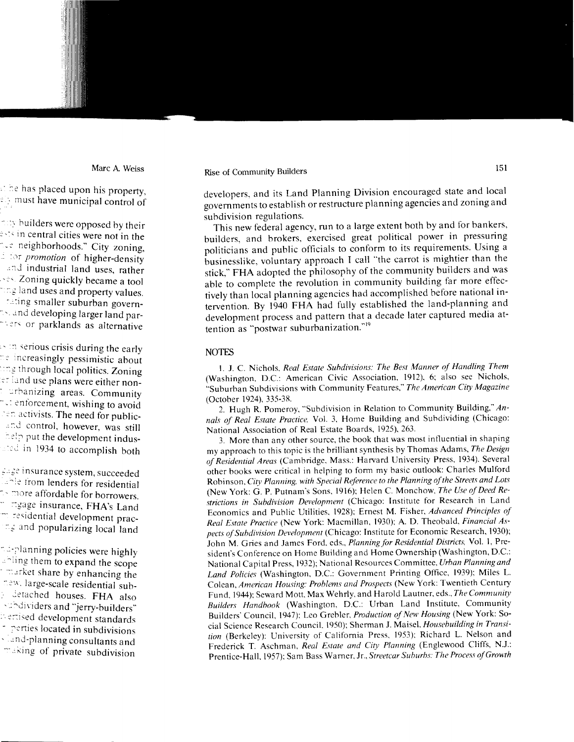developers, and its Land Planning Division encouraged state and local governments to establish or restructure planning agencies and zoning and subdivision regulations.

This new federal agency, run to a large extent both by and for bankers, builders, and brokers, exercised great political power in pressuring politicians and public officials to conform to its requirements. Using a businesslike, voluntary approach I call "the carrot is mightier than the stick," FHA adopted the philosophy of the community builders and was able to complete the revolution in community building far more effectively than local planning agencies had accomplished before national intervention. By 1940 FHA had fully established the land-planning and development process and pattern that a decade later captured media attention as "postwar suburbanization."[19]

## NOTES

1. J. C. Nichols, *Real Estate Subdivisions: The Best Manner of Handling Them* (Washington, D.C.: American Civic Association, 1912), 6; also see Nichols, "Suburban Subdivisions with Community Features," *The American City Magazine* (October 1924), 335-38.

2. Hugh R. Pomeroy, "Subdivision in Relation to Community Building," *Annals of Real Estate Practice*, Vol. 3, Home Building and Subdividing (Chicago: National Association of Real Estate Boards, 1925), 263.

3. More than any other source, the book that was most influential in shaping my approach to this topic is the brilliant synthesis by Thomas Adams, *The Design of Residential Areas* (Cambridge, Mass.: Harvard University Press, 1934). Several other books were critical in helping to form my basic outlook: Charles Mulford Robinson, *City Planning, with Special Reference to the Planning of the Streets and Lots* (New York: G. P. Putnam's Sons, 1916); Helen C. Monchow, *The Use of Deed Restrictions in Subdivision Development* (Chicago: Institute for Research in Land Economics and Public Utilities, 1928); Ernest M. Fisher, *Advanced Principles of Real Estate Practice* (New York: Macmillan, 1930); A. D. Theobald, *Financial Aspects of Subdivision Development* (Chicago: Institute for Economic Research, 1930); John M. Gries and James Ford, eds., *Planning for Residential Districts*, Vol. 1, President's Conference on Home Building and Home Ownership (Washington, D.C.: National Capital Press, 1932); National Resources Committee, *Urban Planning and Land Policies* (Washington, D.C.: Government Printing Office, 1939); Miles L. Colean, *American Housing: Problems and Prospects* (New York: Twentieth Century Fund, 1944); Seward Mott, Max Wehrly, and Harold Lautner, eds., *The Community Builders Handbook* (Washington, D.C.: Urban Land Institute, Community Builders' Council, 1947); Leo Grebler, *Production of New Housing* (New York: Social Science Research Council, 1950); Sherman J. Maisel, *Housebuilding in Transition* (Berkeley): University of California Press, 1953); Richard L. Nelson and Frederick T. Aschman, *Real Estate and City Planning* (Englewood Cliffs, N.J.: Prentice-Hall, 1957); Sam Bass Warner, Jr., *Streetcar Suburbs: The Process of Growth*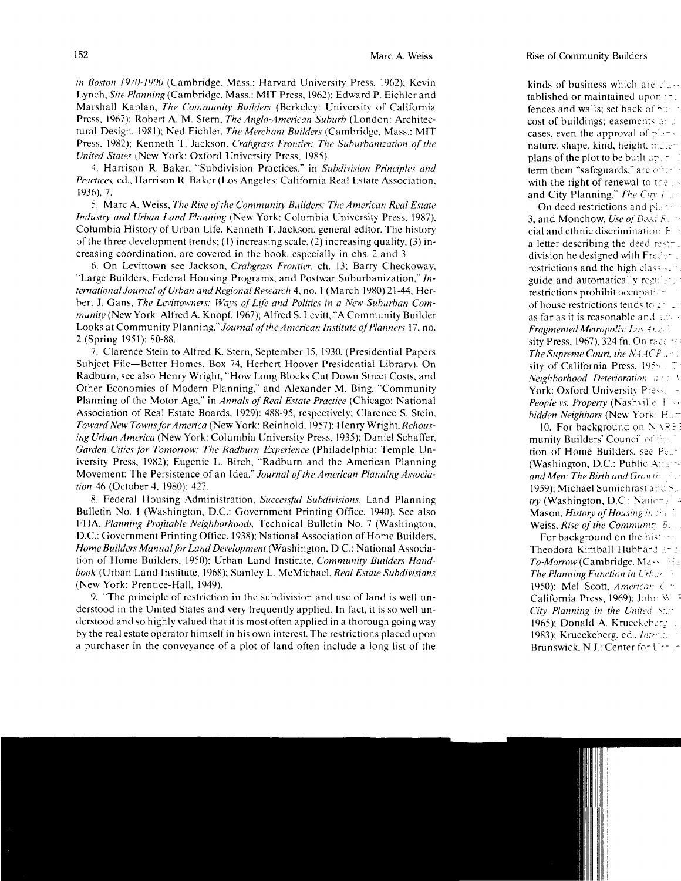*in Boston 1970-1900* (Cambridge, Mass.: Harvard University Press, 1962); Kevin Lynch, *Site Planning* (Cambridge, Mass.: MIT Press, 1962); Edward P. Eichler and Marshall Kaplan, *The Community Builders* (Berkeley: University of California Press, 1967); Robert A. M. Stern, *The Anglo-American Suburb* (London: Architectural Design, 1981); Ned Eichler, *The Merchant Builders* (Cambridge, Mass.: MIT Press, 1982); Kenneth T. Jackson, *Crabgrass Frontier: The Suburbanization of the United States* (New York: Oxford University Press, 1985).

4. Harrison R. Baker, "Subdivision Practices," in *Subdivision Principles and Practices*, ed., Harrison R. Baker (Los Angeles: California Real Estate Association, 1936), 7.

5. Marc A. Weiss, *The Rise of the Community Builders: The American Real Estate Industry and Urban Land Planning* (New York: Columbia University Press, 1987), Columbia History of Urban Life, Kenneth T. Jackson, general editor. The history of the three development trends: (1) increasing scale, (2) increasing quality, (3) increasing coordination, are covered in the book, especially in chs. 2 and 3.

6. On Levittown see Jackson, *Crabgrass Frontier*, ch. 13; Barry Checkoway, "Large Builders, Federal Housing Programs, and Postwar Suburbanization," *International Journal of Urban and Regional Research* 4, no. 1 (March 1980) 21-44; Herbert J. Gans, *The Levittowners: Ways of Life and Politics in a New Suburban Community* (New York: Alfred A. Knopf, 1967); Alfred S. Levitt, "A Community Builder Looks at Community Planning," *Journal of the American Institute of Planners* 17, no. 2 (Spring 1951): 80-88.

7. Clarence Stein to Alfred K. Stern, September 15, 1930, (Presidential Papers Subject File—Better Homes, Box 74, Herbert Hoover Presidential Library). On Radburn, see also Henry Wright, "How Long Blocks Cut Down Street Costs, and Other Economies of Modern Planning," and Alexander M. Bing, "Community Planning of the Motor Age," in *Annals of Real Estate Practice* (Chicago: National Association of Real Estate Boards, 1929): 488-95, respectively; Clarence S. Stein, *Toward New Towns for America* (New York: Reinhold, 1957); Henry Wright, *Rehousing Urban America* (New York: Columbia University Press, 1935); Daniel Schaffer, *Garden Cities for Tomorrow: The Radburn Experience* (Philadelphia: Temple University Press, 1982); Eugenie L. Birch, "Radburn and the American Planning Movement: The Persistence of an Idea," *Journal of the American Planning Association* 46 (October 4, 1980): 427.

8. Federal Housing Administration, *Successful Subdivisions*, Land Planning Bulletin No. 1 (Washington, D.C.: Government Printing Office, 1940). See also FHA, *Planning Profitable Neighborhoods*, Technical Bulletin No. 7 (Washington, D.C.: Government Printing Office, 1938); National Association of Home Builders, *Home Builders Manual for Land Development* (Washington, D.C.: National Association of Home Builders, 1950); Urban Land Institute, *Community Builders Handbook* (Urban Land Institute, 1968); Stanley L. McMichael, *Real Estate Subdivisions* (New York: Prentice-Hall, 1949).

9. "The principle of restriction in the subdivision and use of land is well understood in the United States and very frequently applied. In fact, it is so well understood and so highly valued that it is most often applied in a thorough going way by the real estate operator himself in his own interest. The restrictions placed upon a purchaser in the conveyance of a plot of land often include a long list of the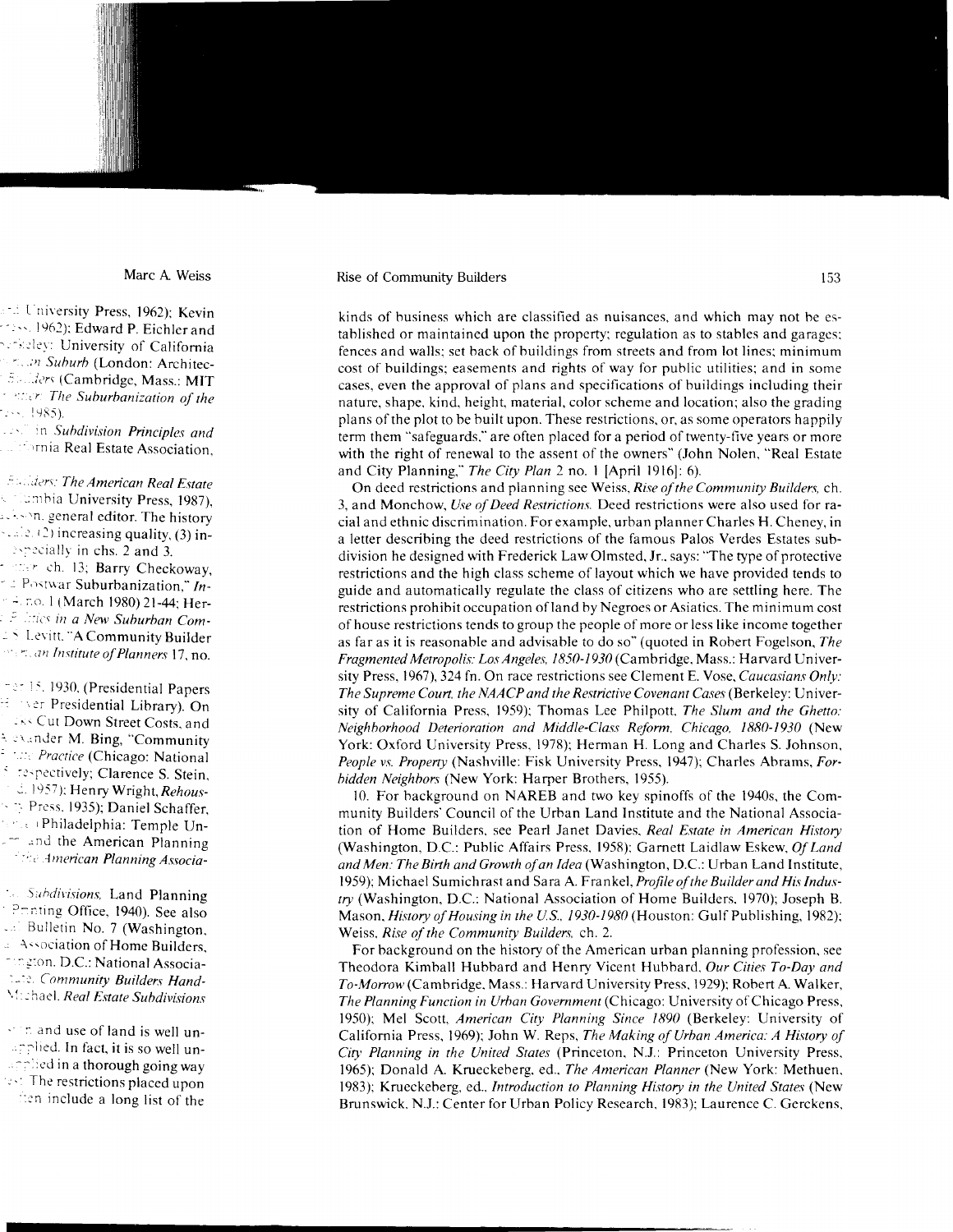kinds of business which are classified as nuisances, and which may not be established or maintained upon the property; regulation as to stables and garages; fences and walls; set back of buildings from streets and from lot lines; minimum cost of buildings; easements and rights of way for public utilities; and in some cases, even the approval of plans and specifications of buildings including their nature, shape, kind, height, material, color scheme and location; also the grading plans of the plot to be built upon. These restrictions, or, as some operators happily term them "safeguards," are often placed for a period of twenty-five years or more with the right of renewal to the assent of the owners" (John Nolen, "Real Estate and City Planning," *The City Plan* 2 no. 1 [April 1916]: 6).

On deed restrictions and planning see Weiss, *Rise of the Community Builders*, ch. 3, and Monchow, *Use of Deed Restrictions*. Deed restrictions were also used for racial and ethnic discrimination. For example, urban planner Charles H. Cheney, in a letter describing the deed restrictions of the famous Palos Verdes Estates subdivision he designed with Frederick Law Olmsted, Jr., says: "The type of protective restrictions and the high class scheme of layout which we have provided tends to guide and automatically regulate the class of citizens who are settling here. The restrictions prohibit occupation of land by Negroes or Asiatics. The minimum cost of house restrictions tends to group the people of more or less like income together as far as it is reasonable and advisable to do so" (quoted in Robert Fogelson, *The Fragmented Metropolis: Los Angeles, 1850-1930* (Cambridge, Mass.: Harvard University Press, 1967), 324 fn. On race restrictions see Clement E. Vose, *Caucasians Only: The Supreme Court, the NAACP and the Restrictive Covenant Cases* (Berkeley: University of California Press, 1959); Thomas Lee Philpott, *The Slum and the Ghetto: Neighborhood Deterioration and Middle-Class Reform, Chicago, 1880-1930* (New York: Oxford University Press, 1978); Herman H. Long and Charles S. Johnson, *People vs. Property* (Nashville: Fisk University Press, 1947); Charles Abrams, *Forbidden Neighbors* (New York: Harper Brothers, 1955).

10. For background on NAREB and two key spinoffs of the 1940s, the Community Builders' Council of the Urban Land Institute and the National Association of Home Builders, see Pearl Janet Davies, *Real Estate in American History* (Washington, D.C.: Public Affairs Press, 1958); Garnett Laidlaw Eskew, *Of Land and Men: The Birth and Growth of an Idea* (Washington, D.C.: Urban Land Institute, 1959); Michael Sumichrast and Sara A. Frankel, *Profile of the Builder and His Industry* (Washington, D.C.: National Association of Home Builders, 1970); Joseph B. Mason, *History of Housing in the U.S., 1930-1980* (Houston: Gulf Publishing, 1982); Weiss, *Rise of the Community Builders*, ch. 2.

For background on the history of the American urban planning profession, see Theodora Kimball Hubbard and Henry Vincent Hubbard, *Our Cities To-Day and To-Morrow* (Cambridge, Mass.: Harvard University Press, 1929); Robert A. Walker, *The Planning Function in Urban Government* (Chicago: University of Chicago Press, 1950); Mel Scott, *American City Planning Since 1890* (Berkeley: University of California Press, 1969); John W. Reps, *The Making of Urban America: A History of City Planning in the United States* (Princeton, N.J.: Princeton University Press, 1965); Donald A. Krueckeberg, ed., *The American Planner* (New York: Methuen, 1983); Krueckeberg, ed., *Introduction to Planning History in the United States* (New Brunswick, N.J.: Center for Urban Policy Research, 1983); Laurence C. Gerckens,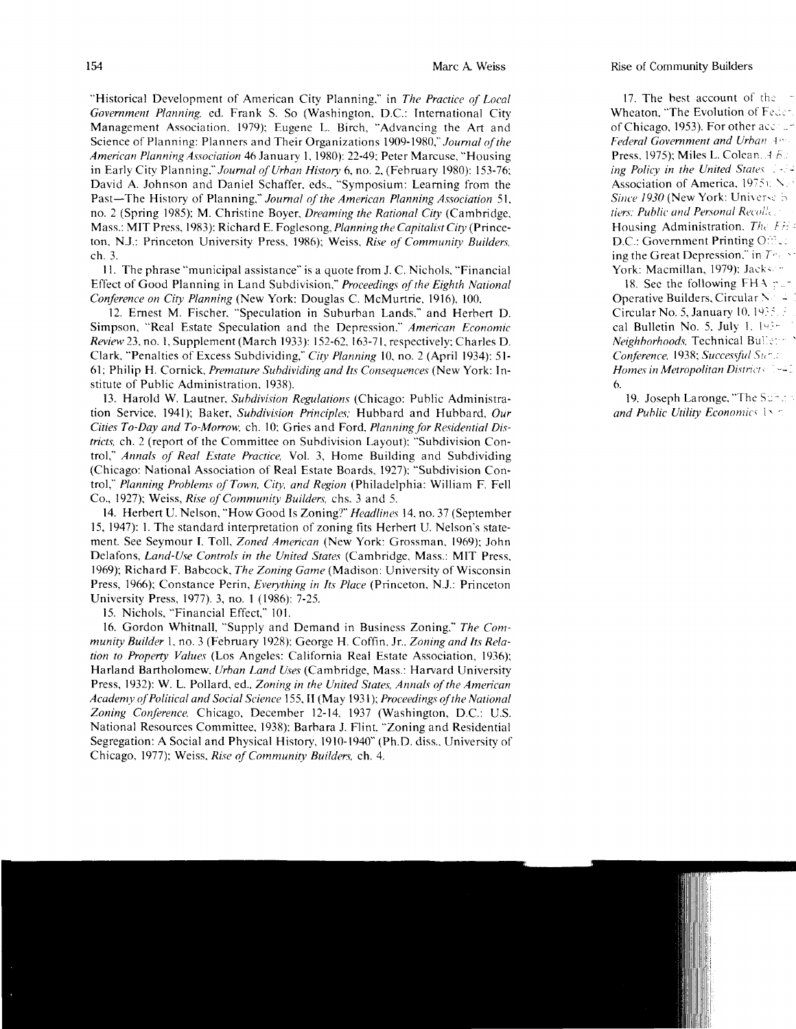"Historical Development of American City Planning," in *The Practice of Local Government Planning*, ed. Frank S. So (Washington, D.C.: International City Management Association, 1979); Eugene L. Birch, "Advancing the Art and Science of Planning: Planners and Their Organizations 1909-1980," *Journal of the American Planning Association* 46 January 1, 1980): 22-49; Peter Marcuse, "Housing in Early City Planning," *Journal of Urban History* 6, no. 2, (February 1980): 153-76; David A. Johnson and Daniel Schaffer, eds., "Symposium: Learning from the Past—The History of Planning," *Journal of the American Planning Association* 51, no. 2 (Spring 1985); M. Christine Boyer, *Dreaming the Rational City* (Cambridge, Mass.: MIT Press, 1983); Richard E. Foglesong, *Planning the Capitalist City* (Princeton, N.J.: Princeton University Press, 1986); Weiss, *Rise of Community Builders*, ch. 3.

11. The phrase "municipal assistance" is a quote from J. C. Nichols, "Financial Effect of Good Planning in Land Subdivision," *Proceedings of the Eighth National Conference on City Planning* (New York: Douglas C. McMurtrie, 1916), 100.

12. Ernest M. Fischer, "Speculation in Suburban Lands," and Herbert D. Simpson, "Real Estate Speculation and the Depression," *American Economic Review* 23, no. 1, Supplement (March 1933): 152-62, 163-71, respectively; Charles D. Clark, "Penalties of Excess Subdividing," *City Planning* 10, no. 2 (April 1934): 51-61; Philip H. Cornick, *Premature Subdividing and Its Consequences* (New York: Institute of Public Administration, 1938).

13. Harold W. Lautner, *Subdivision Regulations* (Chicago: Public Administration Service, 1941); Baker, *Subdivision Principles;* Hubbard and Hubbard, *Our Cities To-Day and To-Morrow*, ch. 10; Gries and Ford, *Planning for Residential Districts*, ch. 2 (report of the Committee on Subdivision Layout); "Subdivision Control," *Annals of Real Estate Practice*, Vol. 3, Home Building and Subdividing (Chicago: National Association of Real Estate Boards, 1927); "Subdivision Control," *Planning Problems of Town, City, and Region* (Philadelphia: William F. Fell Co., 1927); Weiss, *Rise of Community Builders*, chs. 3 and 5.

14. Herbert U. Nelson, "How Good Is Zoning?" *Headlines* 14, no. 37 (September 15, 1947): 1. The standard interpretation of zoning fits Herbert U. Nelson's statement. See Seymour I. Toll, *Zoned American* (New York: Grossman, 1969); John Delafons, *Land-Use Controls in the United States* (Cambridge, Mass.: MIT Press, 1969); Richard F. Babcock, *The Zoning Game* (Madison: University of Wisconsin Press, 1966); Constance Perin, *Everything in Its Place* (Princeton, N.J.: Princeton University Press, 1977). 3, no. 1 (1986): 7-25.

15. Nichols, "Financial Effect," 101.

16. Gordon Whitnall, "Supply and Demand in Business Zoning," *The Community Builder* 1, no. 3 (February 1928); George H. Coffin, Jr., *Zoning and Its Relation to Property Values* (Los Angeles: California Real Estate Association, 1936); Harland Bartholomew, *Urban Land Uses* (Cambridge, Mass.: Harvard University Press, 1932): W. L. Pollard, ed., *Zoning in the United States, Annals of the American Academy of Political and Social Science* 155, II (May 1931); *Proceedings of the National Zoning Conference*, Chicago, December 12-14, 1937 (Washington, D.C.: U.S. National Resources Committee, 1938); Barbara J. Flint, "Zoning and Residential Segregation: A Social and Physical History, 1910-1940" (Ph.D. diss., University of Chicago, 1977); Weiss, *Rise of Community Builders*, ch. 4.

17. The best account of the ... Wheaton, "The Evolution of Fed... of Chicago, 1953). For other acc... *Federal Government and Urban* ... Press, 1975); Miles L. Colean, *A* ... *ing Policy in the United States* ... Association of America, 1975); ... *Since 1930* (New York: Universe ... *tiers: Public and Personal Recoll* ... Housing Administration. *The FH* ... D.C.: Government Printing Off... ing the Great Depression," in *T* ... York: Macmillan, 1979); Jacks...

18. See the following FHA ... Operative Builders, Circular N... Circular No. 5, January 10, 1935 ... cal Bulletin No. 5, July 1, 193... *Neighborhoods*, Technical Bulle... *Conference*, 1938; *Successful Su*... *Homes in Metropolitan Districts* ... 6.

19. Joseph Laronge, "The Sub... *and Public Utility Economics* ...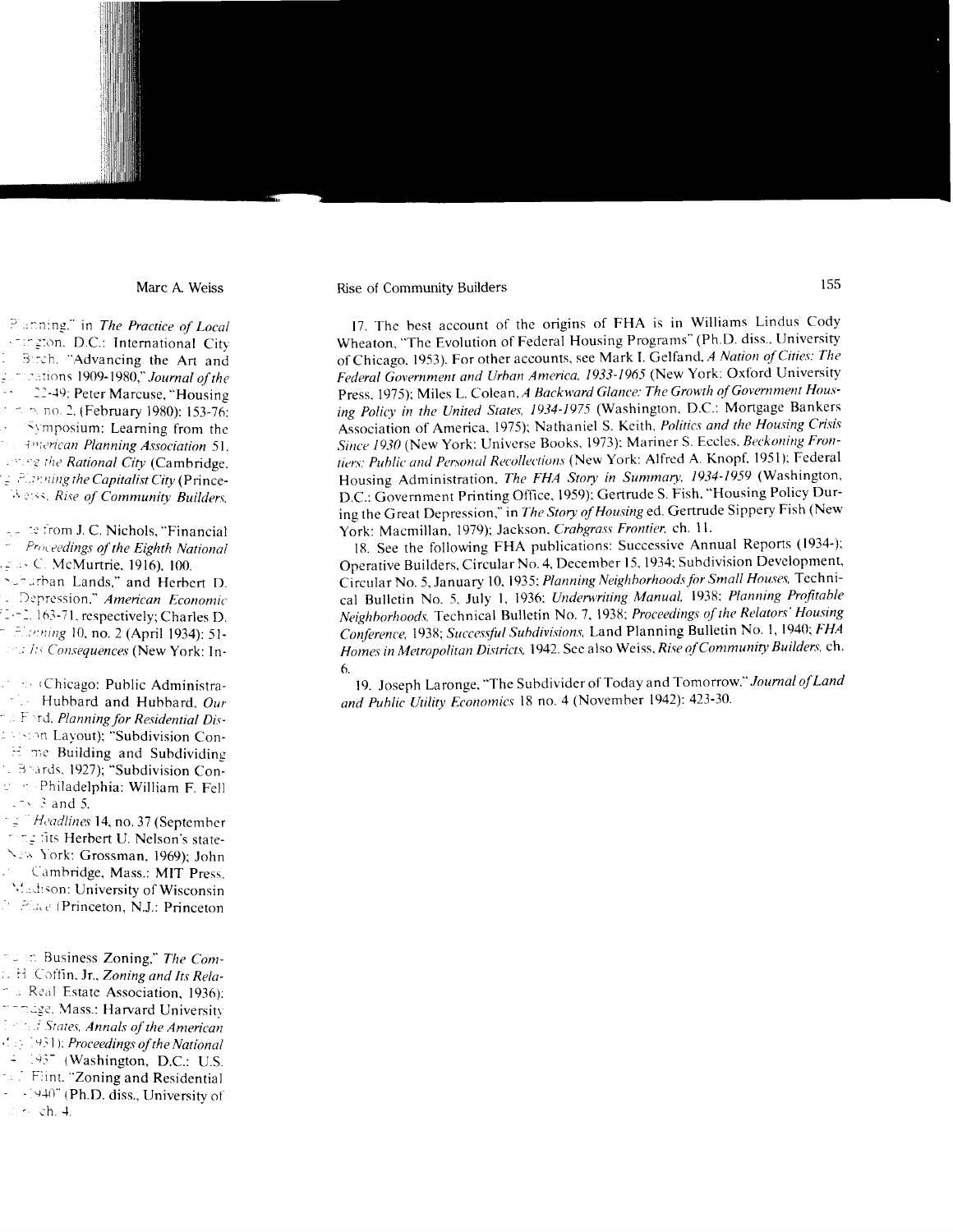Planning," in *The Practice of Local* ... ington, D.C.: International City ... Birch, "Advancing the Art and ... izations 1909-1980," *Journal of the* ... 22-49; Peter Marcuse, "Housing ... no. 2, (February 1980): 153-76; ... Symposium: Learning from the ... *American Planning Association* 51, ... *ing the Rational City* (Cambridge, ... *Planning the Capitalist City* (Prince- ... Weiss, *Rise of Community Builders*,

... from J. C. Nichols, "Financial ... *Proceedings of the Eighth National* ... C. McMurtrie, 1916), 100.

... urban Lands," and Herbert D. ... Depression," *American Economic* ... 163-71, respectively; Charles D. ... *Planning* 10, no. 2 (April 1934): 51- ... *Its Consequences* (New York: In-

... (Chicago: Public Administra- ... Hubbard and Hubbard, *Our* ... Ford, *Planning for Residential Dis-* ... sion Layout); "Subdivision Con- ... Home Building and Subdividing ... Boards, 1927); "Subdivision Con- ... Philadelphia: William F. Fell ... 3 and 5.

... *Headlines* 14, no. 37 (September ... fits Herbert U. Nelson's state- ... New York: Grossman, 1969); John ... Cambridge, Mass.: MIT Press, ... Madison: University of Wisconsin ... *Place* (Princeton, N.J.: Princeton

... Business Zoning," *The Com-* ... H. Coffin, Jr., *Zoning and Its Rela-* ... Real Estate Association, 1936); ... ridge, Mass.: Harvard University ... *States*, *Annals of the American* ... 1951); *Proceedings of the National* ... 1937 (Washington, D.C.: U.S. ... Flint, "Zoning and Residential ... 1940" (Ph.D. diss., University of ... ch. 4.

17. The best account of the origins of FHA is in Williams Lindus Cody Wheaton, "The Evolution of Federal Housing Programs" (Ph.D. diss., University of Chicago, 1953). For other accounts, see Mark I. Gelfand, *A Nation of Cities: The Federal Government and Urban America, 1933-1965* (New York: Oxford University Press, 1975); Miles L. Colean, *A Backward Glance: The Growth of Government Housing Policy in the United States, 1934-1975* (Washington, D.C.: Mortgage Bankers Association of America, 1975); Nathaniel S. Keith, *Politics and the Housing Crisis Since 1930* (New York: Universe Books, 1973); Mariner S. Eccles, *Beckoning Frontiers: Public and Personal Recollections* (New York: Alfred A. Knopf, 1951); Federal Housing Administration, *The FHA Story in Summary, 1934-1959* (Washington, D.C.: Government Printing Office, 1959); Gertrude S. Fish, "Housing Policy During the Great Depression," in *The Story of Housing* ed. Gertrude Sippery Fish (New York: Macmillan, 1979); Jackson, *Crabgrass Frontier*, ch. 11.

18. See the following FHA publications: Successive Annual Reports (1934-); Operative Builders, Circular No. 4, December 15, 1934; Subdivision Development, Circular No. 5, January 10, 1935; *Planning Neighborhoods for Small Houses*, Technical Bulletin No. 5, July 1, 1936; *Underwriting Manual*, 1938; *Planning Profitable Neighborhoods*, Technical Bulletin No. 7, 1938; *Proceedings of the Relators' Housing Conference*, 1938; *Successful Subdivisions*, Land Planning Bulletin No. 1, 1940; *FHA Homes in Metropolitan Districts*, 1942. See also Weiss, *Rise of Community Builders*, ch. 6.

19. Joseph Laronge, "The Subdivider of Today and Tomorrow," *Journal of Land and Public Utility Economics* 18 no. 4 (November 1942): 423-30.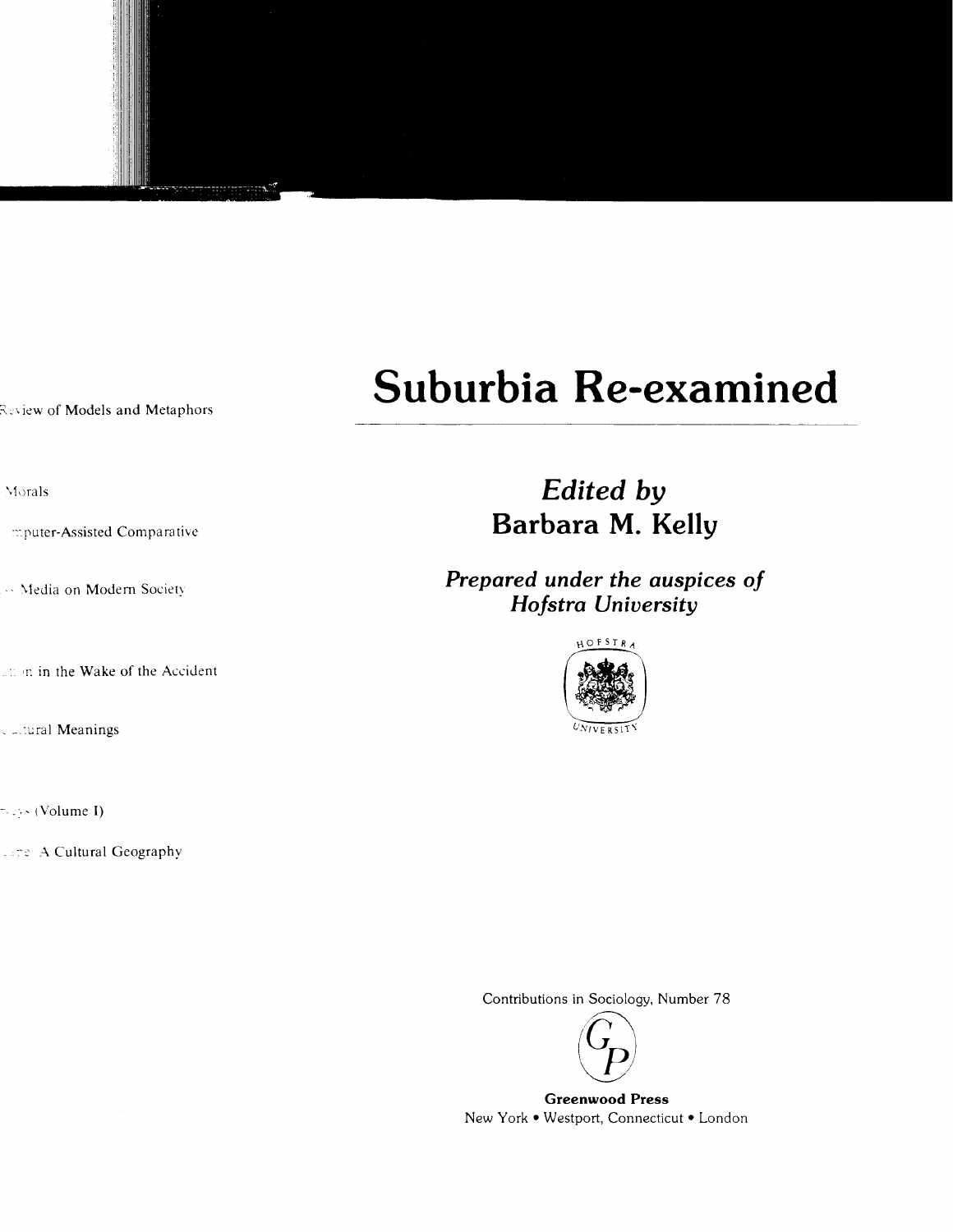Review of Models and Metaphors

Morals

mputer-Assisted Comparative

Media on Modern Society

n in the Wake of the Accident

tural Meanings

(Volume I)

A Cultural Geography

# Suburbia Re-examined

## *Edited by*
## Barbara M. Kelly

### *Prepared under the auspices of Hofstra University*

HOFSTRA UNIVERSITY

Contributions in Sociology, Number 78

**Greenwood Press**
New York • Westport, Connecticut • London